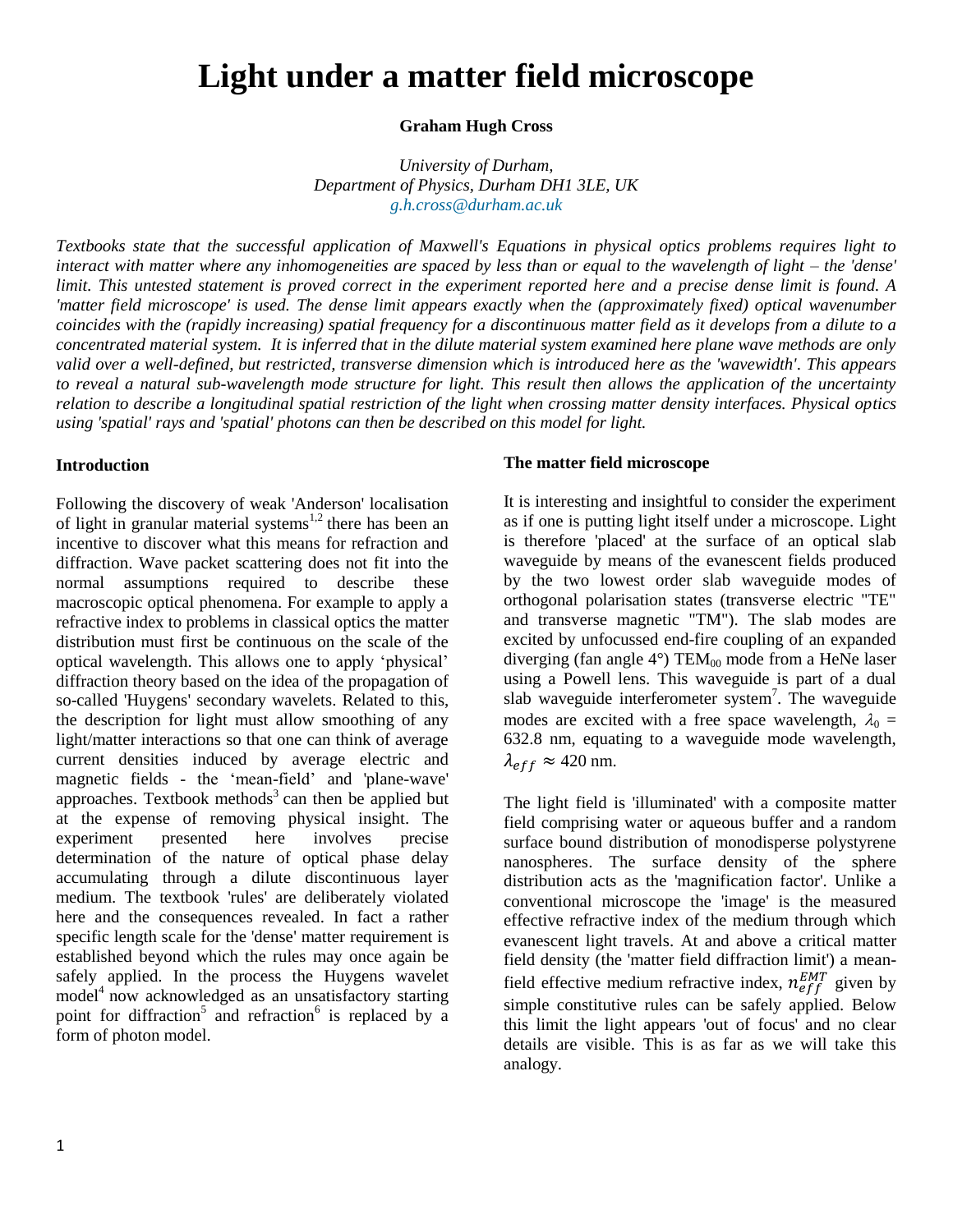# Light under a matter field microscope

**Graham Hugh Cross**

*University of Durham,*
*Department of Physics, Durham DH1 3LE, UK*
*g.h.cross@durham.ac.uk*

*Textbooks state that the successful application of Maxwell's Equations in physical optics problems requires light to interact with matter where any inhomogeneities are spaced by less than or equal to the wavelength of light – the 'dense' limit. This untested statement is proved correct in the experiment reported here and a precise dense limit is found. A 'matter field microscope' is used. The dense limit appears exactly when the (approximately fixed) optical wavenumber coincides with the (rapidly increasing) spatial frequency for a discontinuous matter field as it develops from a dilute to a concentrated material system. It is inferred that in the dilute material system examined here plane wave methods are only valid over a well-defined, but restricted, transverse dimension which is introduced here as the 'wavewidth'. This appears to reveal a natural sub-wavelength mode structure for light. This result then allows the application of the uncertainty relation to describe a longitudinal spatial restriction of the light when crossing matter density interfaces. Physical optics using 'spatial' rays and 'spatial' photons can then be described on this model for light.*

#### Introduction

Following the discovery of weak 'Anderson' localisation of light in granular material systems[1,2] there has been an incentive to discover what this means for refraction and diffraction. Wave packet scattering does not fit into the normal assumptions required to describe these macroscopic optical phenomena. For example to apply a refractive index to problems in classical optics the matter distribution must first be continuous on the scale of the optical wavelength. This allows one to apply 'physical' diffraction theory based on the idea of the propagation of so-called 'Huygens' secondary wavelets. Related to this, the description for light must allow smoothing of any light/matter interactions so that one can think of average current densities induced by average electric and magnetic fields - the 'mean-field' and 'plane-wave' approaches. Textbook methods[3] can then be applied but at the expense of removing physical insight. The experiment presented here involves precise determination of the nature of optical phase delay accumulating through a dilute discontinuous layer medium. The textbook 'rules' are deliberately violated here and the consequences revealed. In fact a rather specific length scale for the 'dense' matter requirement is established beyond which the rules may once again be safely applied. In the process the Huygens wavelet model[4] now acknowledged as an unsatisfactory starting point for diffraction[5] and refraction[6] is replaced by a form of photon model.

#### The matter field microscope

It is interesting and insightful to consider the experiment as if one is putting light itself under a microscope. Light is therefore 'placed' at the surface of an optical slab waveguide by means of the evanescent fields produced by the two lowest order slab waveguide modes of orthogonal polarisation states (transverse electric "TE" and transverse magnetic "TM"). The slab modes are excited by unfocussed end-fire coupling of an expanded diverging (fan angle 4°) $TEM_{00}$ mode from a HeNe laser using a Powell lens. This waveguide is part of a dual slab waveguide interferometer system[7]. The waveguide modes are excited with a free space wavelength, $\lambda_0$ = 632.8 nm, equating to a waveguide mode wavelength, $\lambda_{eff} \approx 420$ nm.

The light field is 'illuminated' with a composite matter field comprising water or aqueous buffer and a random surface bound distribution of monodisperse polystyrene nanospheres. The surface density of the sphere distribution acts as the 'magnification factor'. Unlike a conventional microscope the 'image' is the measured effective refractive index of the medium through which evanescent light travels. At and above a critical matter field density (the 'matter field diffraction limit') a mean-field effective medium refractive index, $n_{eff}^{EMT}$ given by simple constitutive rules can be safely applied. Below this limit the light appears 'out of focus' and no clear details are visible. This is as far as we will take this analogy.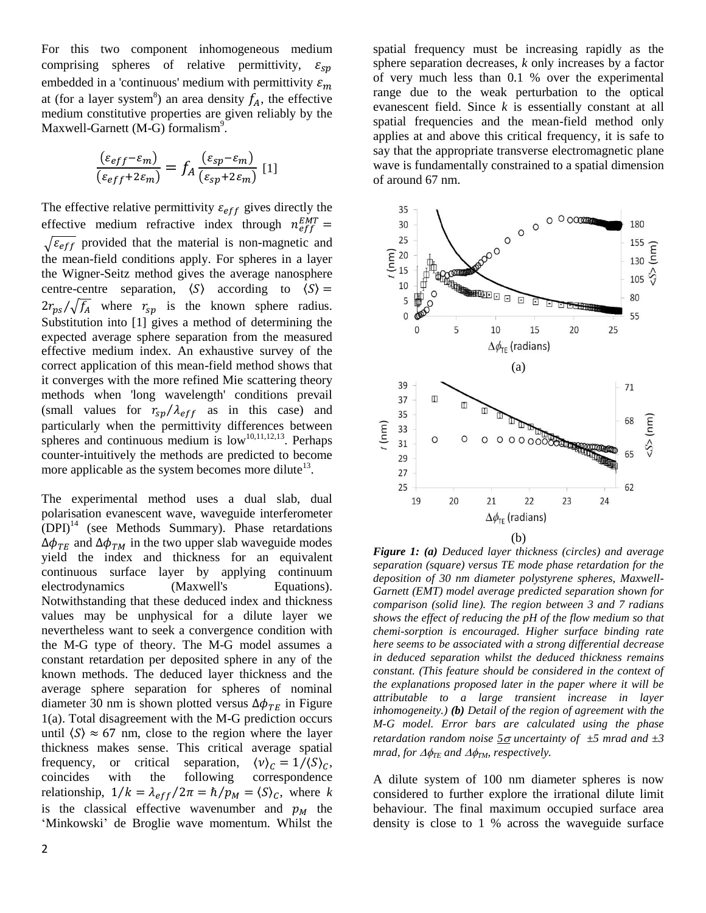For this two component inhomogeneous medium comprising spheres of relative permittivity, $\varepsilon_{sp}$ embedded in a 'continuous' medium with permittivity $\varepsilon_m$ at (for a layer system[8]) an area density $f_A$, the effective medium constitutive properties are given reliably by the Maxwell-Garnett (M-G) formalism[9].

$$\frac{(\varepsilon_{eff}-\varepsilon_m)}{(\varepsilon_{eff}+2\varepsilon_m)} = f_A \frac{(\varepsilon_{sp}-\varepsilon_m)}{(\varepsilon_{sp}+2\varepsilon_m)} \quad [1]$$

The effective relative permittivity $\varepsilon_{eff}$ gives directly the effective medium refractive index through $n_{eff}^{EMT} = \sqrt{\varepsilon_{eff}}$ provided that the material is non-magnetic and the mean-field conditions apply. For spheres in a layer the Wigner-Seitz method gives the average nanosphere centre-centre separation, $\langle S \rangle$ according to $\langle S \rangle = 2r_{ps}/\sqrt{f_A}$ where $r_{sp}$ is the known sphere radius. Substitution into [1] gives a method of determining the expected average sphere separation from the measured effective medium index. An exhaustive survey of the correct application of this mean-field method shows that it converges with the more refined Mie scattering theory methods when 'long wavelength' conditions prevail (small values for $r_{sp}/\lambda_{eff}$ as in this case) and particularly when the permittivity differences between spheres and continuous medium is low[10,11,12,13]. Perhaps counter-intuitively the methods are predicted to become more applicable as the system becomes more dilute[13].

The experimental method uses a dual slab, dual polarisation evanescent wave, waveguide interferometer (DPI)[14] (see Methods Summary). Phase retardations $\Delta\phi_{TE}$ and $\Delta\phi_{TM}$ in the two upper slab waveguide modes yield the index and thickness for an equivalent continuous surface layer by applying continuum electrodynamics (Maxwell's Equations). Notwithstanding that these deduced index and thickness values may be unphysical for a dilute layer we nevertheless want to seek a convergence condition with the M-G type of theory. The M-G model assumes a constant retardation per deposited sphere in any of the known methods. The deduced layer thickness and the average sphere separation for spheres of nominal diameter 30 nm is shown plotted versus $\Delta\phi_{TE}$ in Figure 1(a). Total disagreement with the M-G prediction occurs until $\langle S \rangle \approx 67$ nm, close to the region where the layer thickness makes sense. This critical average spatial frequency, or critical separation, $\langle \nu \rangle_C = 1/\langle S \rangle_C$, coincides with the following correspondence relationship, $1/k = \lambda_{eff}/2\pi = \hbar/p_M = \langle S \rangle_C$, where $k$ is the classical effective wavenumber and $p_M$ the 'Minkowski' de Broglie wave momentum. Whilst the spatial frequency must be increasing rapidly as the sphere separation decreases, $k$ only increases by a factor of very much less than 0.1 % over the experimental range due to the weak perturbation to the optical evanescent field. Since $k$ is essentially constant at all spatial frequencies and the mean-field method only applies at and above this critical frequency, it is safe to say that the appropriate transverse electromagnetic plane wave is fundamentally constrained to a spatial dimension of around 67 nm.

(a)

(b)

***Figure 1:*** ***(a)*** *Deduced layer thickness (circles) and average separation (square) versus TE mode phase retardation for the deposition of 30 nm diameter polystyrene spheres, Maxwell-Garnett (EMT) model average predicted separation shown for comparison (solid line). The region between 3 and 7 radians shows the effect of reducing the pH of the flow medium so that chemi-sorption is encouraged. Higher surface binding rate here seems to be associated with a strong differential decrease in deduced separation whilst the deduced thickness remains constant. (This feature should be considered in the context of the explanations proposed later in the paper where it will be attributable to a large transient increase in layer inhomogeneity.)* ***(b)*** *Detail of the region of agreement with the M-G model. Error bars are calculated using the phase retardation random noise $5\sigma$ uncertainty of ±5 mrad and ±3 mrad, for $\Delta\phi_{TE}$ and $\Delta\phi_{TM}$, respectively.*

A dilute system of 100 nm diameter spheres is now considered to further explore the irrational dilute limit behaviour. The final maximum occupied surface area density is close to 1 % across the waveguide surface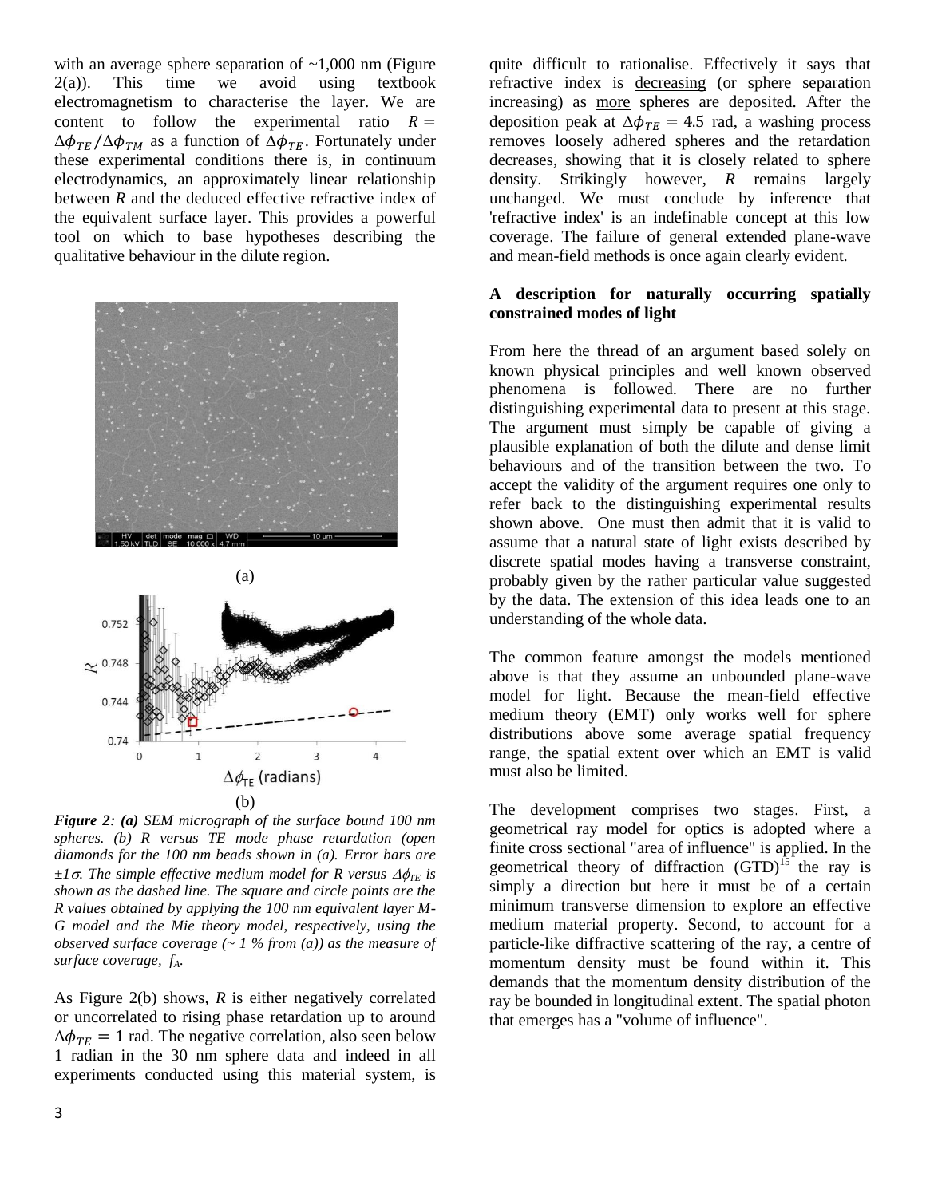with an average sphere separation of ~1,000 nm (Figure 2(a)). This time we avoid using textbook electromagnetism to characterise the layer. We are content to follow the experimental ratio $R = \Delta\phi_{TE}/\Delta\phi_{TM}$ as a function of $\Delta\phi_{TE}$. Fortunately under these experimental conditions there is, in continuum electrodynamics, an approximately linear relationship between $R$ and the deduced effective refractive index of the equivalent surface layer. This provides a powerful tool on which to base hypotheses describing the qualitative behaviour in the dilute region.

(a)

(b)

***Figure 2**: **(a)** SEM micrograph of the surface bound 100 nm spheres. (b) R versus TE mode phase retardation (open diamonds for the 100 nm beads shown in (a). Error bars are $\pm 1\sigma$. The simple effective medium model for R versus $\Delta\phi_{TE}$ is shown as the dashed line. The square and circle points are the R values obtained by applying the 100 nm equivalent layer M-G model and the Mie theory model, respectively, using the observed surface coverage (~ 1 % from (a)) as the measure of surface coverage, $f_A$.*

As Figure 2(b) shows, $R$ is either negatively correlated or uncorrelated to rising phase retardation up to around $\Delta\phi_{TE} = 1$ rad. The negative correlation, also seen below 1 radian in the 30 nm sphere data and indeed in all experiments conducted using this material system, is quite difficult to rationalise. Effectively it says that refractive index is decreasing (or sphere separation increasing) as more spheres are deposited. After the deposition peak at $\Delta\phi_{TE} = 4.5$ rad, a washing process removes loosely adhered spheres and the retardation decreases, showing that it is closely related to sphere density. Strikingly however, $R$ remains largely unchanged. We must conclude by inference that 'refractive index' is an indefinable concept at this low coverage. The failure of general extended plane-wave and mean-field methods is once again clearly evident.

### A description for naturally occurring spatially constrained modes of light

From here the thread of an argument based solely on known physical principles and well known observed phenomena is followed. There are no further distinguishing experimental data to present at this stage. The argument must simply be capable of giving a plausible explanation of both the dilute and dense limit behaviours and of the transition between the two. To accept the validity of the argument requires one only to refer back to the distinguishing experimental results shown above. One must then admit that it is valid to assume that a natural state of light exists described by discrete spatial modes having a transverse constraint, probably given by the rather particular value suggested by the data. The extension of this idea leads one to an understanding of the whole data.

The common feature amongst the models mentioned above is that they assume an unbounded plane-wave model for light. Because the mean-field effective medium theory (EMT) only works well for sphere distributions above some average spatial frequency range, the spatial extent over which an EMT is valid must also be limited.

The development comprises two stages. First, a geometrical ray model for optics is adopted where a finite cross sectional "area of influence" is applied. In the geometrical theory of diffraction (GTD)[15] the ray is simply a direction but here it must be of a certain minimum transverse dimension to explore an effective medium material property. Second, to account for a particle-like diffractive scattering of the ray, a centre of momentum density must be found within it. This demands that the momentum density distribution of the ray be bounded in longitudinal extent. The spatial photon that emerges has a "volume of influence".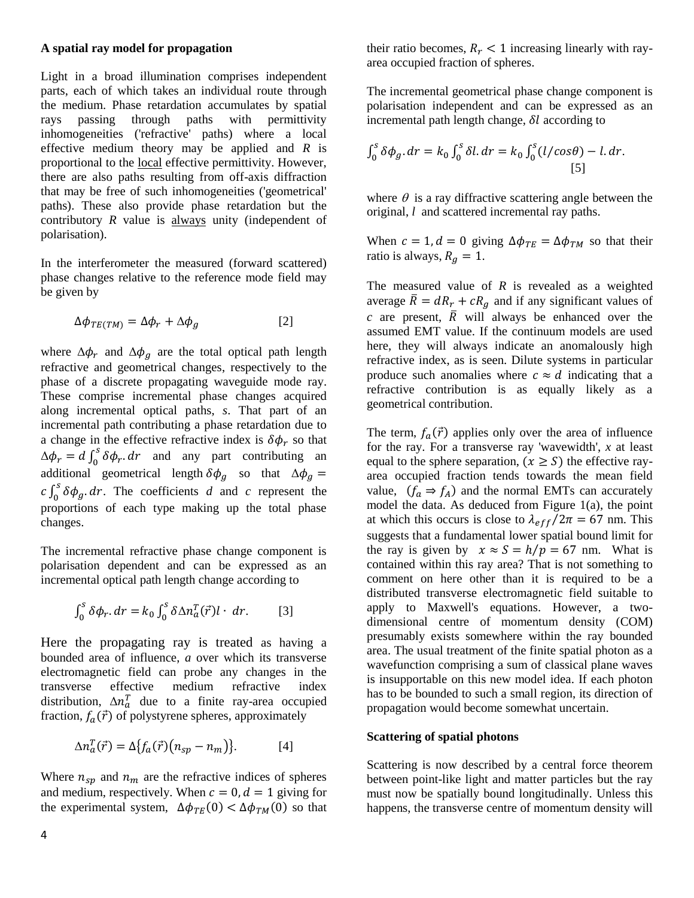### A spatial ray model for propagation

Light in a broad illumination comprises independent parts, each of which takes an individual route through the medium. Phase retardation accumulates by spatial rays passing through paths with permittivity inhomogeneities ('refractive' paths) where a local effective medium theory may be applied and $R$ is proportional to the local effective permittivity. However, there are also paths resulting from off-axis diffraction that may be free of such inhomogeneities ('geometrical' paths). These also provide phase retardation but the contributory $R$ value is always unity (independent of polarisation).

In the interferometer the measured (forward scattered) phase changes relative to the reference mode field may be given by

$$\Delta\phi_{TE(TM)} = \Delta\phi_r + \Delta\phi_g \qquad [2]$$

where $\Delta\phi_r$ and $\Delta\phi_g$ are the total optical path length refractive and geometrical changes, respectively to the phase of a discrete propagating waveguide mode ray. These comprise incremental phase changes acquired along incremental optical paths, $s$. That part of an incremental path contributing a phase retardation due to a change in the effective refractive index is $\delta\phi_r$ so that $\Delta\phi_r = d\int_0^s \delta\phi_r . dr$ and any part contributing an additional geometrical length $\delta\phi_g$ so that $\Delta\phi_g = c\int_0^s \delta\phi_g . dr$. The coefficients $d$ and $c$ represent the proportions of each type making up the total phase changes.

The incremental refractive phase change component is polarisation dependent and can be expressed as an incremental optical path length change according to

$$\int_0^s \delta\phi_r . dr = k_0 \int_0^s \delta\Delta n_a^T(\vec{r}) l \cdot \, dr. \qquad [3]$$

Here the propagating ray is treated as having a bounded area of influence, $a$ over which its transverse electromagnetic field can probe any changes in the transverse effective medium refractive index distribution, $\Delta n_a^T$ due to a finite ray-area occupied fraction, $f_a(\vec{r})$ of polystyrene spheres, approximately

$$\Delta n_a^T(\vec{r}) = \Delta\{f_a(\vec{r})(n_{sp} - n_m)\}. \qquad [4]$$

Where $n_{sp}$ and $n_m$ are the refractive indices of spheres and medium, respectively. When $c = 0, d = 1$ giving for the experimental system, $\Delta\phi_{TE}(0) < \Delta\phi_{TM}(0)$ so that their ratio becomes, $R_r < 1$ increasing linearly with ray-area occupied fraction of spheres.

The incremental geometrical phase change component is polarisation independent and can be expressed as an incremental path length change, $\delta l$ according to

$$\int_0^s \delta\phi_g . dr = k_0 \int_0^s \delta l . dr = k_0 \int_0^s (l/cos\theta) - l . dr. \qquad [5]$$

where $\theta$ is a ray diffractive scattering angle between the original, $l$ and scattered incremental ray paths.

When $c = 1, d = 0$ giving $\Delta\phi_{TE} = \Delta\phi_{TM}$ so that their ratio is always, $R_g = 1$.

The measured value of $R$ is revealed as a weighted average $\bar{R} = dR_r + cR_g$ and if any significant values of $c$ are present, $\bar{R}$ will always be enhanced over the assumed EMT value. If the continuum models are used here, they will always indicate an anomalously high refractive index, as is seen. Dilute systems in particular produce such anomalies where $c \approx d$ indicating that a refractive contribution is as equally likely as a geometrical contribution.

The term, $f_a(\vec{r})$ applies only over the area of influence for the ray. For a transverse ray 'wavewidth', $x$ at least equal to the sphere separation, $(x \geq S)$ the effective ray-area occupied fraction tends towards the mean field value, $(f_a \Rightarrow f_A)$ and the normal EMTs can accurately model the data. As deduced from Figure 1(a), the point at which this occurs is close to $\lambda_{eff}/2\pi = 67$ nm. This suggests that a fundamental lower spatial bound limit for the ray is given by $x \approx S = h/p = 67$ nm. What is contained within this ray area? That is not something to comment on here other than it is required to be a distributed transverse electromagnetic field suitable to apply to Maxwell's equations. However, a two-dimensional centre of momentum density (COM) presumably exists somewhere within the ray bounded area. The usual treatment of the finite spatial photon as a wavefunction comprising a sum of classical plane waves is insupportable on this new model idea. If each photon has to be bounded to such a small region, its direction of propagation would become somewhat uncertain.

### Scattering of spatial photons

Scattering is now described by a central force theorem between point-like light and matter particles but the ray must now be spatially bound longitudinally. Unless this happens, the transverse centre of momentum density will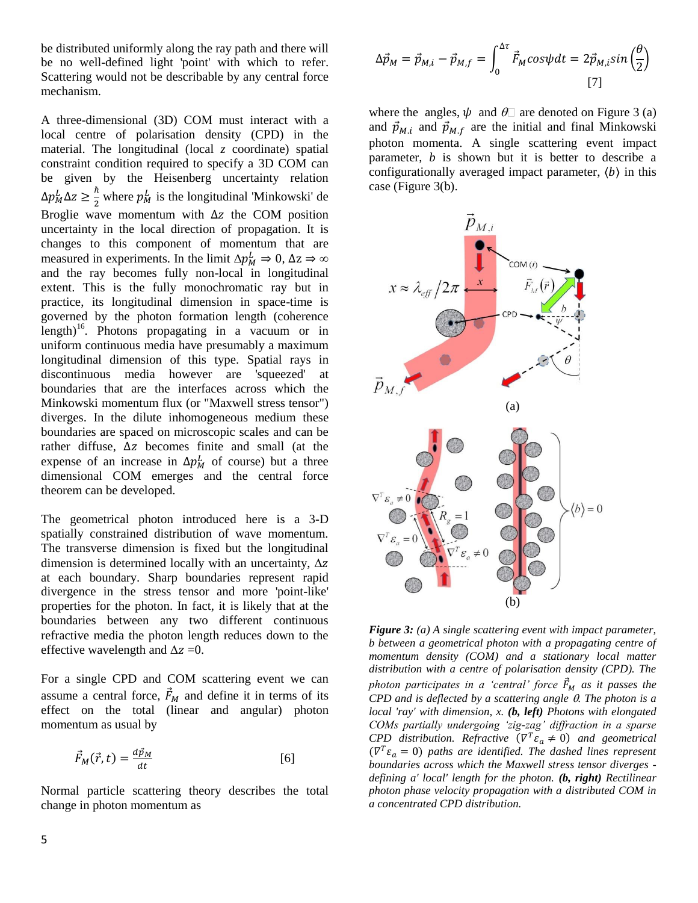be distributed uniformly along the ray path and there will be no well-defined light 'point' with which to refer. Scattering would not be describable by any central force mechanism.

A three-dimensional (3D) COM must interact with a local centre of polarisation density (CPD) in the material. The longitudinal (local $z$ coordinate) spatial constraint condition required to specify a 3D COM can be given by the Heisenberg uncertainty relation $\Delta p_M^L \Delta z \geq \frac{\hbar}{2}$ where $p_M^L$ is the longitudinal 'Minkowski' de Broglie wave momentum with $\Delta z$ the COM position uncertainty in the local direction of propagation. It is changes to this component of momentum that are measured in experiments. In the limit $\Delta p_M^L \Rightarrow 0$, $\Delta z \Rightarrow \infty$ and the ray becomes fully non-local in longitudinal extent. This is the fully monochromatic ray but in practice, its longitudinal dimension in space-time is governed by the photon formation length (coherence length)[16]. Photons propagating in a vacuum or in uniform continuous media have presumably a maximum longitudinal dimension of this type. Spatial rays in discontinuous media however are 'squeezed' at boundaries that are the interfaces across which the Minkowski momentum flux (or "Maxwell stress tensor") diverges. In the dilute inhomogeneous medium these boundaries are spaced on microscopic scales and can be rather diffuse, $\Delta z$ becomes finite and small (at the expense of an increase in $\Delta p_M^L$ of course) but a three dimensional COM emerges and the central force theorem can be developed.

The geometrical photon introduced here is a 3-D spatially constrained distribution of wave momentum. The transverse dimension is fixed but the longitudinal dimension is determined locally with an uncertainty, $\Delta z$ at each boundary. Sharp boundaries represent rapid divergence in the stress tensor and more 'point-like' properties for the photon. In fact, it is likely that at the boundaries between any two different continuous refractive media the photon length reduces down to the effective wavelength and $\Delta z = 0$.

For a single CPD and COM scattering event we can assume a central force, $\vec{F}_M$ and define it in terms of its effect on the total (linear and angular) photon momentum as usual by

$$\vec{F}_M(\vec{r},t) = \frac{d\vec{p}_M}{dt} \quad [6]$$

Normal particle scattering theory describes the total change in photon momentum as

$$\Delta\vec{p}_M = \vec{p}_{M,i} - \vec{p}_{M,f} = \int_0^{\Delta\tau} \vec{F}_M \cos\psi dt = 2\vec{p}_{M,i} \sin\left(\frac{\theta}{2}\right) \quad [7]$$

where the angles, $\psi$ and $\theta$ are denoted on Figure 3 (a) and $\vec{p}_{M.i}$ and $\vec{p}_{M.f}$ are the initial and final Minkowski photon momenta. A single scattering event impact parameter, $b$ is shown but it is better to describe a configurationally averaged impact parameter, $\langle b \rangle$ in this case (Figure 3(b).

***Figure 3:*** *(a) A single scattering event with impact parameter, b between a geometrical photon with a propagating centre of momentum density (COM) and a stationary local matter distribution with a centre of polarisation density (CPD). The photon participates in a 'central' force $\vec{F}_M$ as it passes the CPD and is deflected by a scattering angle $\theta$. The photon is a local 'ray' with dimension, x.* ***(b, left)*** *Photons with elongated COMs partially undergoing 'zig-zag' diffraction in a sparse CPD distribution. Refractive ($\nabla^T \varepsilon_a \neq 0$) and geometrical ($\nabla^T \varepsilon_a = 0$) paths are identified. The dashed lines represent boundaries across which the Maxwell stress tensor diverges - defining a' local' length for the photon.* ***(b, right)*** *Rectilinear photon phase velocity propagation with a distributed COM in a concentrated CPD distribution.*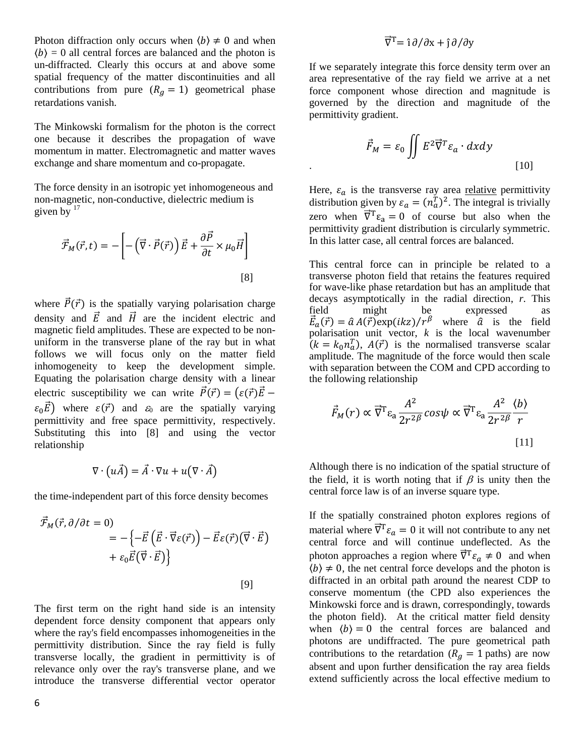Photon diffraction only occurs when $\langle b \rangle \neq 0$ and when $\langle b \rangle = 0$ all central forces are balanced and the photon is un-diffracted. Clearly this occurs at and above some spatial frequency of the matter discontinuities and all contributions from pure ($R_g = 1$) geometrical phase retardations vanish.

The Minkowski formalism for the photon is the correct one because it describes the propagation of wave momentum in matter. Electromagnetic and matter waves exchange and share momentum and co-propagate.

The force density in an isotropic yet inhomogeneous and non-magnetic, non-conductive, dielectric medium is given by [17]

$$\vec{\mathcal{F}}_M(\vec{r},t) = -\left[-\left(\vec{\nabla}\cdot\vec{P}(\vec{r})\right)\vec{E} + \frac{\partial\vec{P}}{\partial t}\times\mu_0\vec{H}\right] \quad [8]$$

where $\vec{P}(\vec{r})$ is the spatially varying polarisation charge density and $\vec{E}$ and $\vec{H}$ are the incident electric and magnetic field amplitudes. These are expected to be non-uniform in the transverse plane of the ray but in what follows we will focus only on the matter field inhomogeneity to keep the development simple. Equating the polarisation charge density with a linear electric susceptibility we can write $\vec{P}(\vec{r}) = \left(\varepsilon(\vec{r})\vec{E} - \varepsilon_0\vec{E}\right)$ where $\varepsilon(\vec{r})$ and $\varepsilon_0$ are the spatially varying permittivity and free space permittivity, respectively. Substituting this into [8] and using the vector relationship

$$\nabla\cdot\left(u\vec{A}\right) = \vec{A}\cdot\nabla u + u\left(\nabla\cdot\vec{A}\right)$$

the time-independent part of this force density becomes

$$\vec{\mathcal{F}}_M(\vec{r},\partial/\partial t = 0) = -\left\{-\vec{E}\left(\vec{E}\cdot\vec{\nabla}\varepsilon(\vec{r})\right) - \vec{E}\varepsilon(\vec{r})\left(\vec{\nabla}\cdot\vec{E}\right) + \varepsilon_0\vec{E}\left(\vec{\nabla}\cdot\vec{E}\right)\right\} \quad [9]$$

The first term on the right hand side is an intensity dependent force density component that appears only where the ray's field encompasses inhomogeneities in the permittivity distribution. Since the ray field is fully transverse locally, the gradient in permittivity is of relevance only over the ray's transverse plane, and we introduce the transverse differential vector operator

$$\vec{\nabla}^{T} = \hat{\imath}\,\partial/\partial x + \hat{\jmath}\,\partial/\partial y$$

If we separately integrate this force density term over an area representative of the ray field we arrive at a net force component whose direction and magnitude is governed by the direction and magnitude of the permittivity gradient.

$$\vec{F}_M = \varepsilon_0 \iint E^2 \vec{\nabla}^T \varepsilon_a \cdot dxdy \quad [10]$$

Here, $\varepsilon_a$ is the transverse ray area relative permittivity distribution given by $\varepsilon_a = (n_a^T)^2$. The integral is trivially zero when $\vec{\nabla}^{T}\varepsilon_a = 0$ of course but also when the permittivity gradient distribution is circularly symmetric. In this latter case, all central forces are balanced.

This central force can in principle be related to a transverse photon field that retains the features required for wave-like phase retardation but has an amplitude that decays asymptotically in the radial direction, $r$. This field might be expressed as $\vec{E}_a(\vec{r}) = \hat{a}\,A(\vec{r})\exp(ikz)/r^{\beta}$ where $\hat{a}$ is the field polarisation unit vector, $k$ is the local wavenumber ($k = k_0 n_a^T$), $A(\vec{r})$ is the normalised transverse scalar amplitude. The magnitude of the force would then scale with separation between the COM and CPD according to the following relationship

$$\vec{F}_M(r) \propto \vec{\nabla}^{T}\varepsilon_a \frac{A^2}{2r^{2\beta}}\cos\psi \propto \vec{\nabla}^{T}\varepsilon_a \frac{A^2}{2r^{2\beta}}\frac{\langle b \rangle}{r} \quad [11]$$

Although there is no indication of the spatial structure of the field, it is worth noting that if $\beta$ is unity then the central force law is of an inverse square type.

If the spatially constrained photon explores regions of material where $\vec{\nabla}^{T}\varepsilon_a = 0$ it will not contribute to any net central force and will continue undeflected. As the photon approaches a region where $\vec{\nabla}^{T}\varepsilon_a \neq 0$ and when $\langle b \rangle \neq 0$, the net central force develops and the photon is diffracted in an orbital path around the nearest CDP to conserve momentum (the CPD also experiences the Minkowski force and is drawn, correspondingly, towards the photon field). At the critical matter field density when $\langle b \rangle = 0$ the central forces are balanced and photons are undiffracted. The pure geometrical path contributions to the retardation ($R_g = 1$ paths) are now absent and upon further densification the ray area fields extend sufficiently across the local effective medium to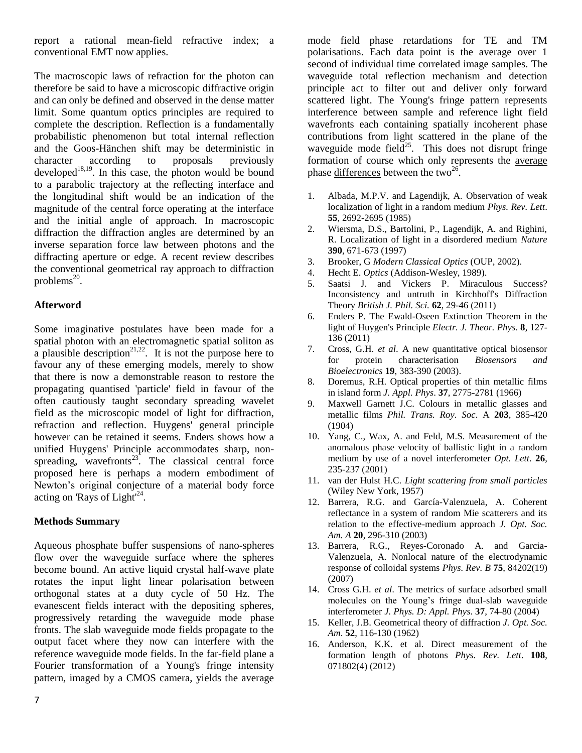report a rational mean-field refractive index; a conventional EMT now applies.

The macroscopic laws of refraction for the photon can therefore be said to have a microscopic diffractive origin and can only be defined and observed in the dense matter limit. Some quantum optics principles are required to complete the description. Reflection is a fundamentally probabilistic phenomenon but total internal reflection and the Goos-Hänchen shift may be deterministic in character according to proposals previously developed[18,19]. In this case, the photon would be bound to a parabolic trajectory at the reflecting interface and the longitudinal shift would be an indication of the magnitude of the central force operating at the interface and the initial angle of approach. In macroscopic diffraction the diffraction angles are determined by an inverse separation force law between photons and the diffracting aperture or edge. A recent review describes the conventional geometrical ray approach to diffraction problems[20].

## Afterword

Some imaginative postulates have been made for a spatial photon with an electromagnetic spatial soliton as a plausible description[21,22]. It is not the purpose here to favour any of these emerging models, merely to show that there is now a demonstrable reason to restore the propagating quantised 'particle' field in favour of the often cautiously taught secondary spreading wavelet field as the microscopic model of light for diffraction, refraction and reflection. Huygens' general principle however can be retained it seems. Enders shows how a unified Huygens' Principle accommodates sharp, non-spreading, wavefronts[23]. The classical central force proposed here is perhaps a modern embodiment of Newton's original conjecture of a material body force acting on 'Rays of Light'[24].

## Methods Summary

Aqueous phosphate buffer suspensions of nano-spheres flow over the waveguide surface where the spheres become bound. An active liquid crystal half-wave plate rotates the input light linear polarisation between orthogonal states at a duty cycle of 50 Hz. The evanescent fields interact with the depositing spheres, progressively retarding the waveguide mode phase fronts. The slab waveguide mode fields propagate to the output facet where they now can interfere with the reference waveguide mode fields. In the far-field plane a Fourier transformation of a Young's fringe intensity pattern, imaged by a CMOS camera, yields the average mode field phase retardations for TE and TM polarisations. Each data point is the average over 1 second of individual time correlated image samples. The waveguide total reflection mechanism and detection principle act to filter out and deliver only forward scattered light. The Young's fringe pattern represents interference between sample and reference light field wavefronts each containing spatially incoherent phase contributions from light scattered in the plane of the waveguide mode field[25]. This does not disrupt fringe formation of course which only represents the average phase differences between the two[26].

1. Albada, M.P.V. and Lagendijk, A. Observation of weak localization of light in a random medium *Phys. Rev. Lett*. **55**, 2692-2695 (1985)
2. Wiersma, D.S., Bartolini, P., Lagendijk, A. and Righini, R. Localization of light in a disordered medium *Nature* **390**, 671-673 (1997)
3. Brooker, G *Modern Classical Optics* (OUP, 2002).
4. Hecht E. *Optics* (Addison-Wesley, 1989).
5. Saatsi J. and Vickers P. Miraculous Success? Inconsistency and untruth in Kirchhoff's Diffraction Theory *British J. Phil. Sci.* **62**, 29-46 (2011)
6. Enders P. The Ewald-Oseen Extinction Theorem in the light of Huygen's Principle *Electr. J. Theor. Phys*. **8**, 127-136 (2011)
7. Cross, G.H. *et al*. A new quantitative optical biosensor for protein characterisation *Biosensors and Bioelectronics* **19**, 383-390 (2003).
8. Doremus, R.H. Optical properties of thin metallic films in island form *J. Appl. Phys*. **37**, 2775-2781 (1966)
9. Maxwell Garnett J.C. Colours in metallic glasses and metallic films *Phil. Trans. Roy. Soc*. A **203**, 385-420 (1904)
10. Yang, C., Wax, A. and Feld, M.S. Measurement of the anomalous phase velocity of ballistic light in a random medium by use of a novel interferometer *Opt. Lett*. **26**, 235-237 (2001)
11. van der Hulst H.C. *Light scattering from small particles* (Wiley New York, 1957)
12. Barrera, R.G. and García-Valenzuela, A. Coherent reflectance in a system of random Mie scatterers and its relation to the effective-medium approach *J. Opt. Soc. Am. A* **20**, 296-310 (2003)
13. Barrera, R.G., Reyes-Coronado A. and Garcia-Valenzuela, A. Nonlocal nature of the electrodynamic response of colloidal systems *Phys. Rev. B* **75**, 84202(19) (2007)
14. Cross G.H. *et al*. The metrics of surface adsorbed small molecules on the Young's fringe dual-slab waveguide interferometer *J. Phys. D: Appl. Phys*. **37**, 74-80 (2004)
15. Keller, J.B. Geometrical theory of diffraction *J. Opt. Soc. Am*. **52**, 116-130 (1962)
16. Anderson, K.K. et al. Direct measurement of the formation length of photons *Phys. Rev. Lett*. **108**, 071802(4) (2012)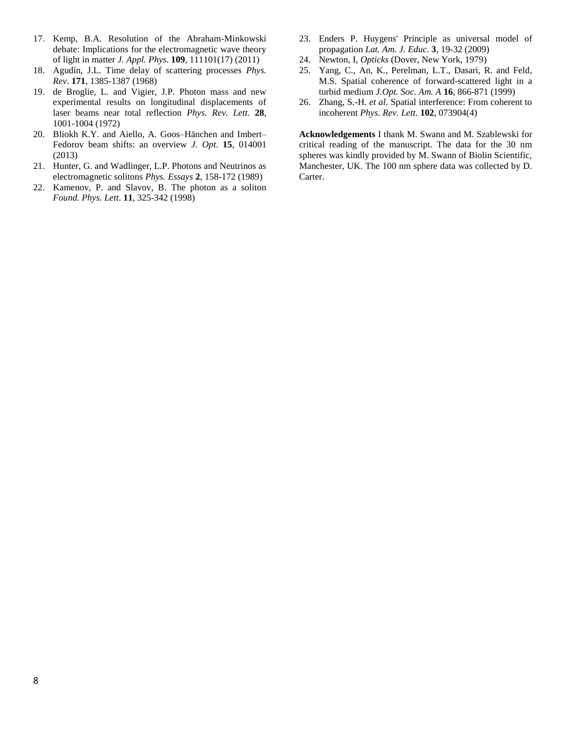17. Kemp, B.A. Resolution of the Abraham-Minkowski debate: Implications for the electromagnetic wave theory of light in matter *J. Appl. Phys*. **109**, 111101(17) (2011)
18. Agudín, J.L. Time delay of scattering processes *Phys. Rev*. **171**, 1385-1387 (1968)
19. de Broglie, L. and Vigier, J.P. Photon mass and new experimental results on longitudinal displacements of laser beams near total reflection *Phys. Rev. Lett*. **28**, 1001-1004 (1972)
20. Bliokh K.Y. and Aiello, A. Goos–Hänchen and Imbert–Fedorov beam shifts: an overview *J. Opt*. **15**, 014001 (2013)
21. Hunter, G. and Wadlinger, L.P. Photons and Neutrinos as electromagnetic solitons *Phys. Essays* **2**, 158-172 (1989)
22. Kamenov, P. and Slavov, B. The photon as a soliton *Found. Phys. Lett*. **11**, 325-342 (1998)
23. Enders P. Huygens' Principle as universal model of propagation *Lat. Am. J. Educ*. **3**, 19-32 (2009)
24. Newton, I, *Opticks* (Dover, New York, 1979)
25. Yang, C., An, K., Perelman, L.T., Dasari, R. and Feld, M.S. Spatial coherence of forward-scattered light in a turbid medium *J.Opt. Soc. Am. A* **16**, 866-871 (1999)
26. Zhang, S.-H. *et al*. Spatial interference: From coherent to incoherent *Phys. Rev. Lett*. **102**, 073904(4)

**Acknowledgements** I thank M. Swann and M. Szablewski for critical reading of the manuscript. The data for the 30 nm spheres was kindly provided by M. Swann of Biolin Scientific, Manchester, UK. The 100 nm sphere data was collected by D. Carter.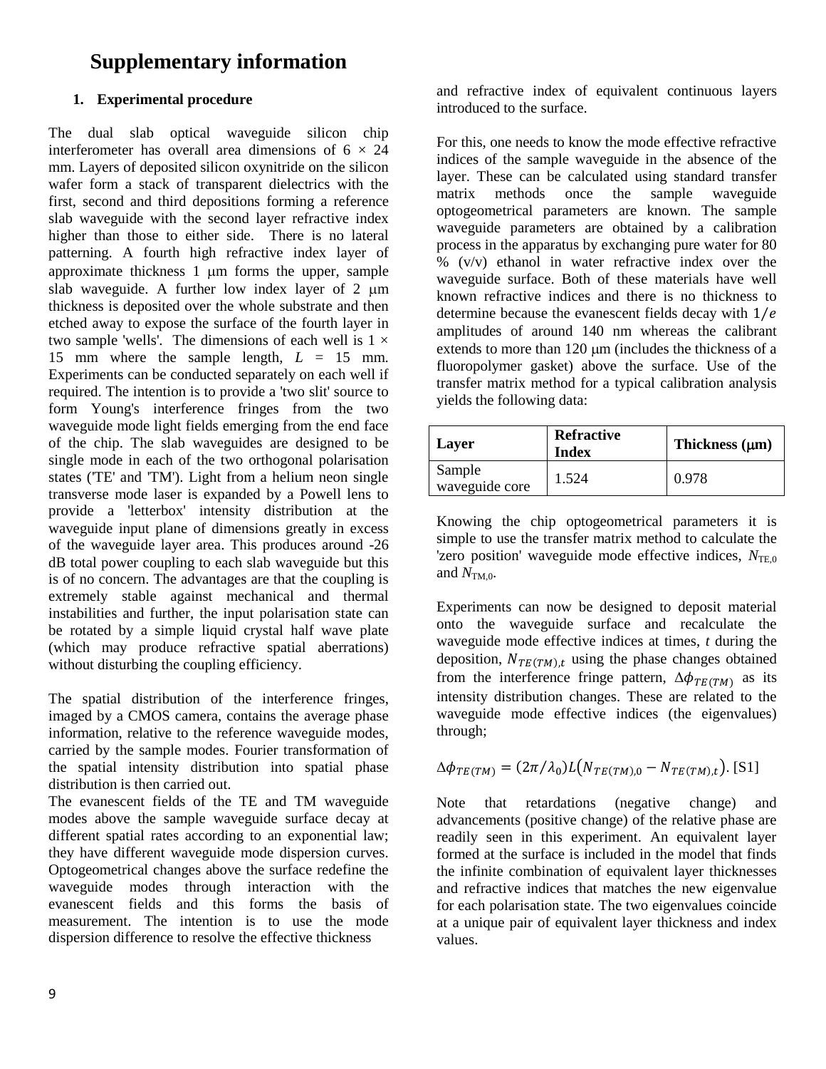# Supplementary information

## 1. Experimental procedure

The dual slab optical waveguide silicon chip interferometer has overall area dimensions of 6 × 24 mm. Layers of deposited silicon oxynitride on the silicon wafer form a stack of transparent dielectrics with the first, second and third depositions forming a reference slab waveguide with the second layer refractive index higher than those to either side. There is no lateral patterning. A fourth high refractive index layer of approximate thickness 1 μm forms the upper, sample slab waveguide. A further low index layer of 2 μm thickness is deposited over the whole substrate and then etched away to expose the surface of the fourth layer in two sample 'wells'. The dimensions of each well is 1 × 15 mm where the sample length, $L$ = 15 mm. Experiments can be conducted separately on each well if required. The intention is to provide a 'two slit' source to form Young's interference fringes from the two waveguide mode light fields emerging from the end face of the chip. The slab waveguides are designed to be single mode in each of the two orthogonal polarisation states ('TE' and 'TM'). Light from a helium neon single transverse mode laser is expanded by a Powell lens to provide a 'letterbox' intensity distribution at the waveguide input plane of dimensions greatly in excess of the waveguide layer area. This produces around -26 dB total power coupling to each slab waveguide but this is of no concern. The advantages are that the coupling is extremely stable against mechanical and thermal instabilities and further, the input polarisation state can be rotated by a simple liquid crystal half wave plate (which may produce refractive spatial aberrations) without disturbing the coupling efficiency.

The spatial distribution of the interference fringes, imaged by a CMOS camera, contains the average phase information, relative to the reference waveguide modes, carried by the sample modes. Fourier transformation of the spatial intensity distribution into spatial phase distribution is then carried out.

The evanescent fields of the TE and TM waveguide modes above the sample waveguide surface decay at different spatial rates according to an exponential law; they have different waveguide mode dispersion curves. Optogeometrical changes above the surface redefine the waveguide modes through interaction with the evanescent fields and this forms the basis of measurement. The intention is to use the mode dispersion difference to resolve the effective thickness and refractive index of equivalent continuous layers introduced to the surface.

For this, one needs to know the mode effective refractive indices of the sample waveguide in the absence of the layer. These can be calculated using standard transfer matrix methods once the sample waveguide optogeometrical parameters are known. The sample waveguide parameters are obtained by a calibration process in the apparatus by exchanging pure water for 80 % (v/v) ethanol in water refractive index over the waveguide surface. Both of these materials have well known refractive indices and there is no thickness to determine because the evanescent fields decay with $1/e$ amplitudes of around 140 nm whereas the calibrant extends to more than 120 μm (includes the thickness of a fluoropolymer gasket) above the surface. Use of the transfer matrix method for a typical calibration analysis yields the following data:

| Layer | Refractive Index | Thickness (μm) |
|---|---|---|
| Sample waveguide core | 1.524 | 0.978 |

Knowing the chip optogeometrical parameters it is simple to use the transfer matrix method to calculate the 'zero position' waveguide mode effective indices, $N_{TE,0}$ and $N_{TM,0}$.

Experiments can now be designed to deposit material onto the waveguide surface and recalculate the waveguide mode effective indices at times, $t$ during the deposition, $N_{TE(TM),t}$ using the phase changes obtained from the interference fringe pattern, $\Delta\phi_{TE(TM)}$ as its intensity distribution changes. These are related to the waveguide mode effective indices (the eigenvalues) through;

$$\Delta\phi_{TE(TM)} = (2\pi/\lambda_0)L\left(N_{TE(TM),0} - N_{TE(TM),t}\right). \text{ [S1]}$$

Note that retardations (negative change) and advancements (positive change) of the relative phase are readily seen in this experiment. An equivalent layer formed at the surface is included in the model that finds the infinite combination of equivalent layer thicknesses and refractive indices that matches the new eigenvalue for each polarisation state. The two eigenvalues coincide at a unique pair of equivalent layer thickness and index values.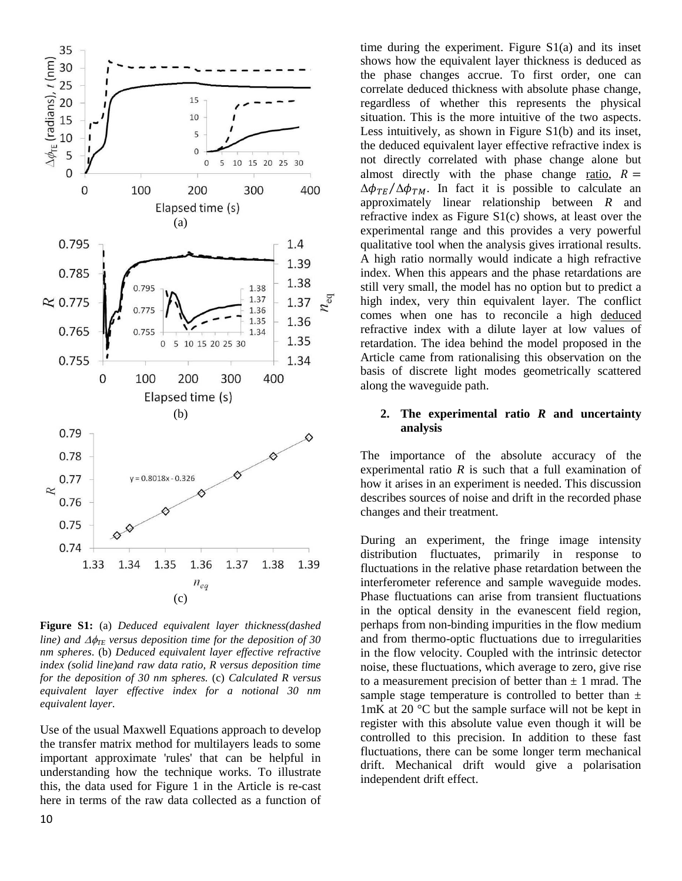**Figure S1:** (a) *Deduced equivalent layer thickness(dashed line) and $\Delta\phi_{TE}$ versus deposition time for the deposition of 30 nm spheres.* (b) *Deduced equivalent layer effective refractive index (solid line)and raw data ratio, R versus deposition time for the deposition of 30 nm spheres.* (c) *Calculated R versus equivalent layer effective index for a notional 30 nm equivalent layer*.

Use of the usual Maxwell Equations approach to develop the transfer matrix method for multilayers leads to some important approximate 'rules' that can be helpful in understanding how the technique works. To illustrate this, the data used for Figure 1 in the Article is re-cast here in terms of the raw data collected as a function of time during the experiment. Figure S1(a) and its inset shows how the equivalent layer thickness is deduced as the phase changes accrue. To first order, one can correlate deduced thickness with absolute phase change, regardless of whether this represents the physical situation. This is the more intuitive of the two aspects. Less intuitively, as shown in Figure S1(b) and its inset, the deduced equivalent layer effective refractive index is not directly correlated with phase change alone but almost directly with the phase change ratio, $R = \Delta\phi_{TE}/\Delta\phi_{TM}$. In fact it is possible to calculate an approximately linear relationship between $R$ and refractive index as Figure S1(c) shows, at least over the experimental range and this provides a very powerful qualitative tool when the analysis gives irrational results. A high ratio normally would indicate a high refractive index. When this appears and the phase retardations are still very small, the model has no option but to predict a high index, very thin equivalent layer. The conflict comes when one has to reconcile a high deduced refractive index with a dilute layer at low values of retardation. The idea behind the model proposed in the Article came from rationalising this observation on the basis of discrete light modes geometrically scattered along the waveguide path.

## 2. The experimental ratio *R* and uncertainty analysis

The importance of the absolute accuracy of the experimental ratio $R$ is such that a full examination of how it arises in an experiment is needed. This discussion describes sources of noise and drift in the recorded phase changes and their treatment.

During an experiment, the fringe image intensity distribution fluctuates, primarily in response to fluctuations in the relative phase retardation between the interferometer reference and sample waveguide modes. Phase fluctuations can arise from transient fluctuations in the optical density in the evanescent field region, perhaps from non-binding impurities in the flow medium and from thermo-optic fluctuations due to irregularities in the flow velocity. Coupled with the intrinsic detector noise, these fluctuations, which average to zero, give rise to a measurement precision of better than ± 1 mrad. The sample stage temperature is controlled to better than ± 1mK at 20 °C but the sample surface will not be kept in register with this absolute value even though it will be controlled to this precision. In addition to these fast fluctuations, there can be some longer term mechanical drift. Mechanical drift would give a polarisation independent drift effect.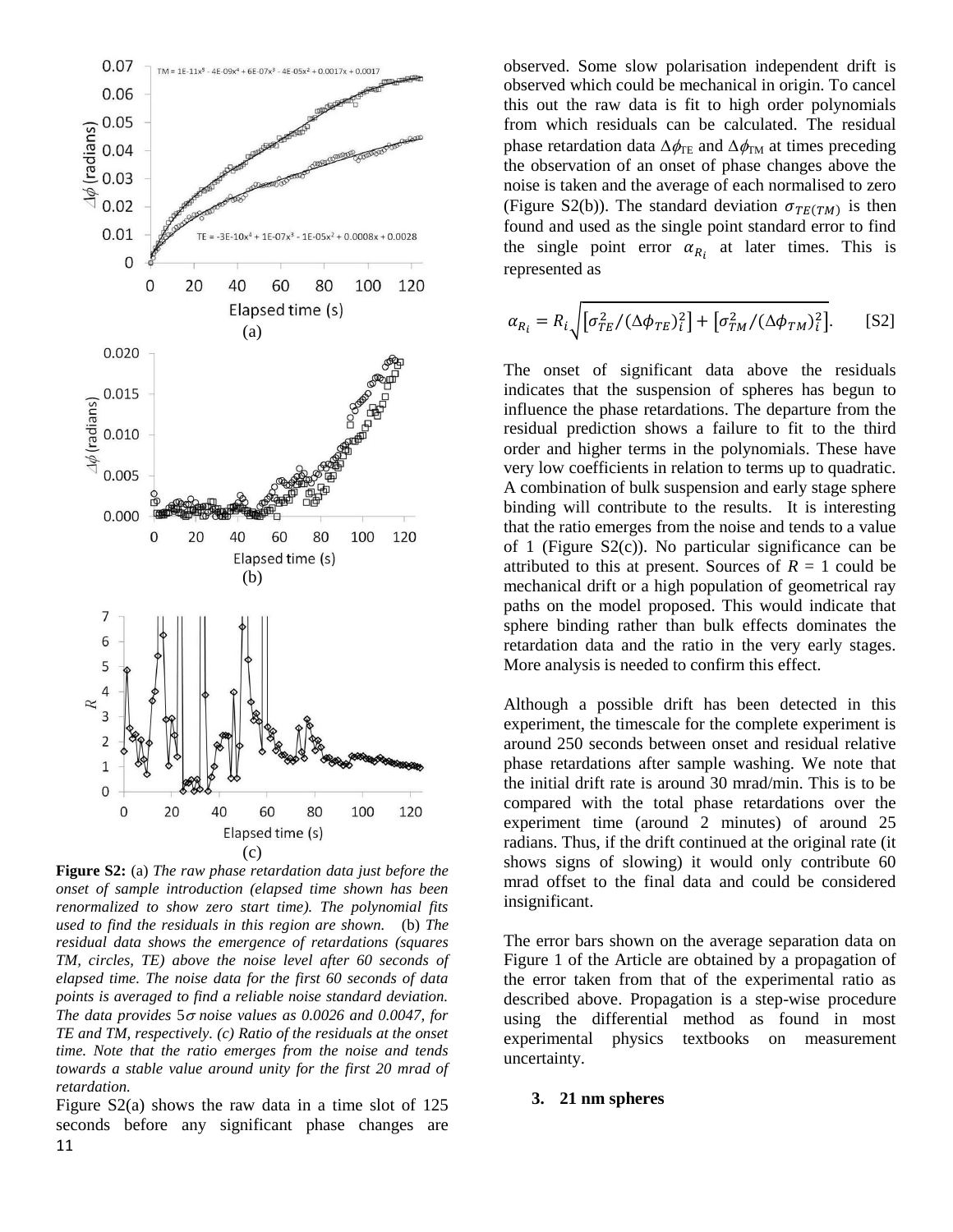**Figure S2:** (a) *The raw phase retardation data just before the onset of sample introduction (elapsed time shown has been renormalized to show zero start time). The polynomial fits used to find the residuals in this region are shown.* (b) *The residual data shows the emergence of retardations (squares TM, circles, TE) above the noise level after 60 seconds of elapsed time. The noise data for the first 60 seconds of data points is averaged to find a reliable noise standard deviation. The data provides* $5\sigma$ *noise values as 0.0026 and 0.0047, for TE and TM, respectively. (c) Ratio of the residuals at the onset time. Note that the ratio emerges from the noise and tends towards a stable value around unity for the first 20 mrad of retardation.*

Figure S2(a) shows the raw data in a time slot of 125 seconds before any significant phase changes are observed. Some slow polarisation independent drift is observed which could be mechanical in origin. To cancel this out the raw data is fit to high order polynomials from which residuals can be calculated. The residual phase retardation data $\Delta\phi_{\mathrm{TE}}$ and $\Delta\phi_{\mathrm{TM}}$ at times preceding the observation of an onset of phase changes above the noise is taken and the average of each normalised to zero (Figure S2(b)). The standard deviation $\sigma_{TE(TM)}$ is then found and used as the single point standard error to find the single point error $\alpha_{R_i}$ at later times. This is represented as

$$\alpha_{R_i} = R_i\sqrt{\left[\sigma_{TE}^2/(\Delta\phi_{TE})_i^2\right] + \left[\sigma_{TM}^2/(\Delta\phi_{TM})_i^2\right]}. \qquad \text{[S2]}$$

The onset of significant data above the residuals indicates that the suspension of spheres has begun to influence the phase retardations. The departure from the residual prediction shows a failure to fit to the third order and higher terms in the polynomials. These have very low coefficients in relation to terms up to quadratic. A combination of bulk suspension and early stage sphere binding will contribute to the results. It is interesting that the ratio emerges from the noise and tends to a value of 1 (Figure S2(c)). No particular significance can be attributed to this at present. Sources of $R = 1$ could be mechanical drift or a high population of geometrical ray paths on the model proposed. This would indicate that sphere binding rather than bulk effects dominates the retardation data and the ratio in the very early stages. More analysis is needed to confirm this effect.

Although a possible drift has been detected in this experiment, the timescale for the complete experiment is around 250 seconds between onset and residual relative phase retardations after sample washing. We note that the initial drift rate is around 30 mrad/min. This is to be compared with the total phase retardations over the experiment time (around 2 minutes) of around 25 radians. Thus, if the drift continued at the original rate (it shows signs of slowing) it would only contribute 60 mrad offset to the final data and could be considered insignificant.

The error bars shown on the average separation data on Figure 1 of the Article are obtained by a propagation of the error taken from that of the experimental ratio as described above. Propagation is a step-wise procedure using the differential method as found in most experimental physics textbooks on measurement uncertainty.

### 3. 21 nm spheres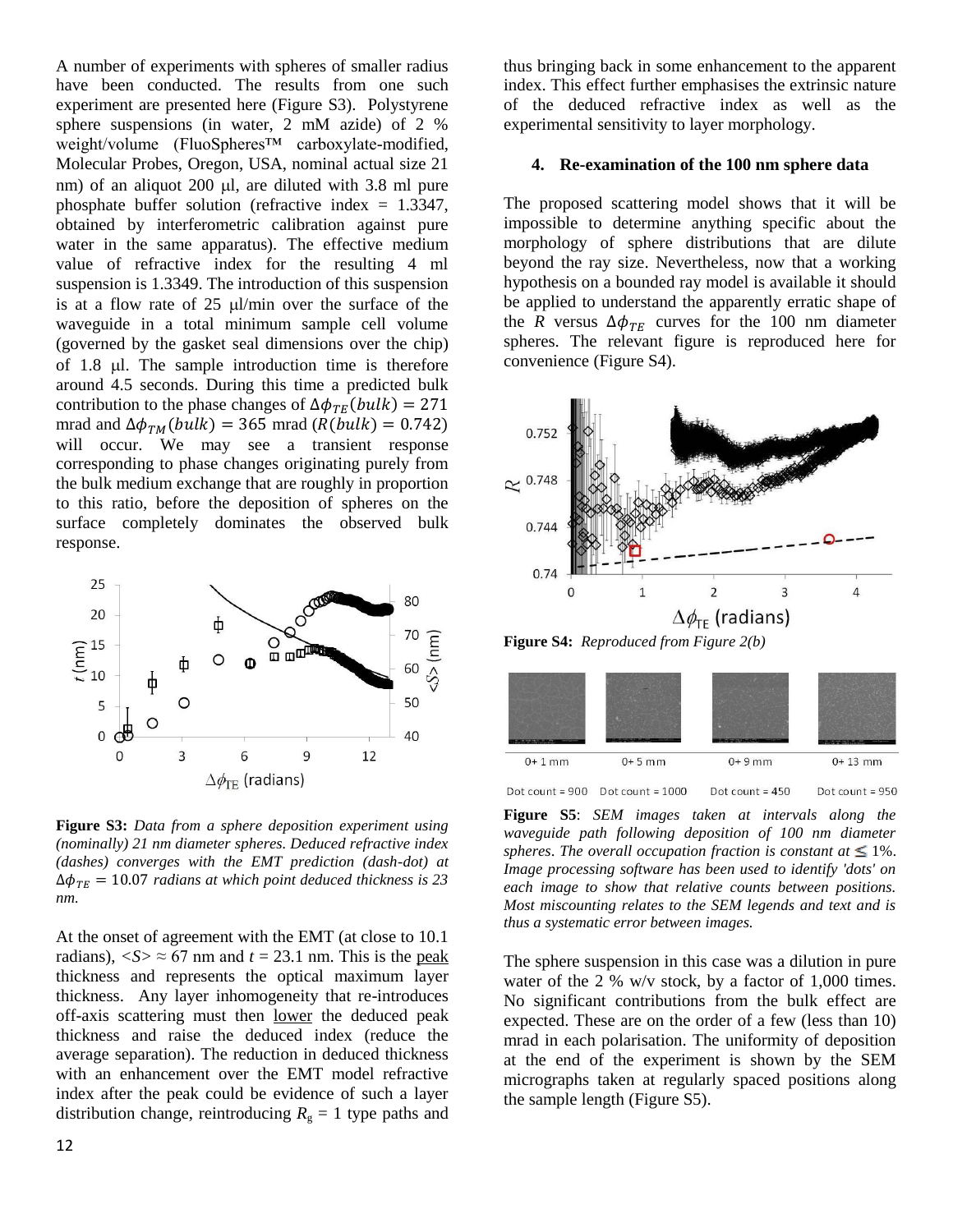A number of experiments with spheres of smaller radius have been conducted. The results from one such experiment are presented here (Figure S3). Polystyrene sphere suspensions (in water, 2 mM azide) of 2 % weight/volume (FluoSpheres™ carboxylate-modified, Molecular Probes, Oregon, USA, nominal actual size 21 nm) of an aliquot 200 μl, are diluted with 3.8 ml pure phosphate buffer solution (refractive index = 1.3347, obtained by interferometric calibration against pure water in the same apparatus). The effective medium value of refractive index for the resulting 4 ml suspension is 1.3349. The introduction of this suspension is at a flow rate of 25 μl/min over the surface of the waveguide in a total minimum sample cell volume (governed by the gasket seal dimensions over the chip) of 1.8 μl. The sample introduction time is therefore around 4.5 seconds. During this time a predicted bulk contribution to the phase changes of $\Delta\phi_{TE}(bulk) = 271$ mrad and $\Delta\phi_{TM}(bulk) = 365$ mrad ($R(bulk) = 0.742$) will occur. We may see a transient response corresponding to phase changes originating purely from the bulk medium exchange that are roughly in proportion to this ratio, before the deposition of spheres on the surface completely dominates the observed bulk response.

**Figure S3:** *Data from a sphere deposition experiment using (nominally) 21 nm diameter spheres. Deduced refractive index (dashes) converges with the EMT prediction (dash-dot) at $\Delta\phi_{TE} = 10.07$ radians at which point deduced thickness is 23 nm.*

At the onset of agreement with the EMT (at close to 10.1 radians), $<S> \approx 67$ nm and $t = 23.1$ nm. This is the peak thickness and represents the optical maximum layer thickness. Any layer inhomogeneity that re-introduces off-axis scattering must then lower the deduced peak thickness and raise the deduced index (reduce the average separation). The reduction in deduced thickness with an enhancement over the EMT model refractive index after the peak could be evidence of such a layer distribution change, reintroducing $R_g = 1$ type paths and thus bringing back in some enhancement to the apparent index. This effect further emphasises the extrinsic nature of the deduced refractive index as well as the experimental sensitivity to layer morphology.

## 4. Re-examination of the 100 nm sphere data

The proposed scattering model shows that it will be impossible to determine anything specific about the morphology of sphere distributions that are dilute beyond the ray size. Nevertheless, now that a working hypothesis on a bounded ray model is available it should be applied to understand the apparently erratic shape of the $R$ versus $\Delta\phi_{TE}$ curves for the 100 nm diameter spheres. The relevant figure is reproduced here for convenience (Figure S4).

**Figure S4:** *Reproduced from Figure 2(b)*

0+ 1 mm | 0+ 5 mm | 0+ 9 mm | 0+ 13 mm

Dot count = 900 | Dot count = 1000 | Dot count = 450 | Dot count = 950

**Figure S5**: *SEM images taken at intervals along the waveguide path following deposition of 100 nm diameter spheres. The overall occupation fraction is constant at ≤ 1%. Image processing software has been used to identify 'dots' on each image to show that relative counts between positions. Most miscounting relates to the SEM legends and text and is thus a systematic error between images.*

The sphere suspension in this case was a dilution in pure water of the 2 % w/v stock, by a factor of 1,000 times. No significant contributions from the bulk effect are expected. These are on the order of a few (less than 10) mrad in each polarisation. The uniformity of deposition at the end of the experiment is shown by the SEM micrographs taken at regularly spaced positions along the sample length (Figure S5).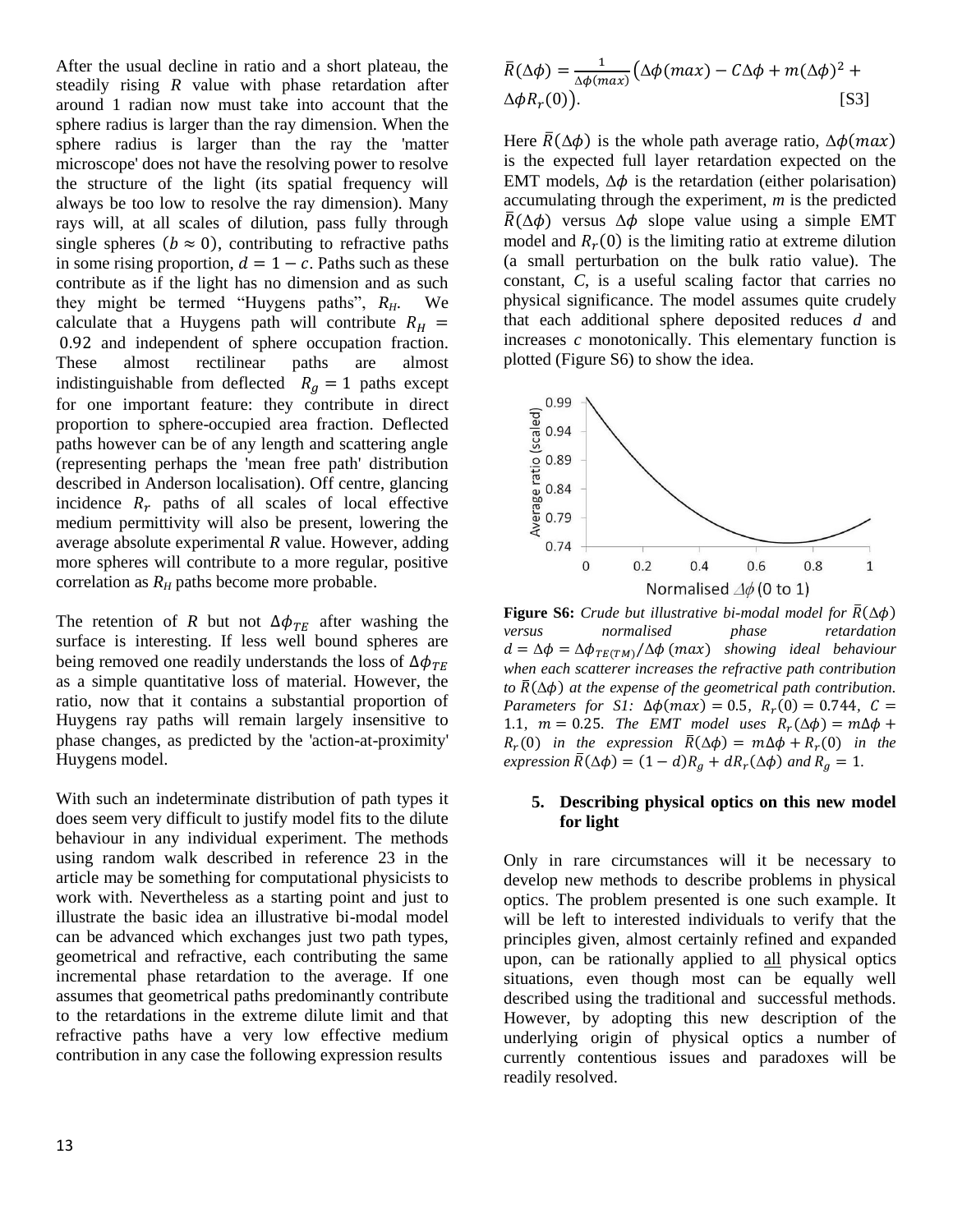After the usual decline in ratio and a short plateau, the steadily rising $R$ value with phase retardation after around 1 radian now must take into account that the sphere radius is larger than the ray dimension. When the sphere radius is larger than the ray the 'matter microscope' does not have the resolving power to resolve the structure of the light (its spatial frequency will always be too low to resolve the ray dimension). Many rays will, at all scales of dilution, pass fully through single spheres ($b \approx 0$), contributing to refractive paths in some rising proportion, $d = 1 - c$. Paths such as these contribute as if the light has no dimension and as such they might be termed "Huygens paths", $R_H$. We calculate that a Huygens path will contribute $R_H = 0.92$ and independent of sphere occupation fraction. These almost rectilinear paths are almost indistinguishable from deflected $R_g = 1$ paths except for one important feature: they contribute in direct proportion to sphere-occupied area fraction. Deflected paths however can be of any length and scattering angle (representing perhaps the 'mean free path' distribution described in Anderson localisation). Off centre, glancing incidence $R_r$ paths of all scales of local effective medium permittivity will also be present, lowering the average absolute experimental $R$ value. However, adding more spheres will contribute to a more regular, positive correlation as $R_H$ paths become more probable.

The retention of $R$ but not $\Delta\phi_{TE}$ after washing the surface is interesting. If less well bound spheres are being removed one readily understands the loss of $\Delta\phi_{TE}$ as a simple quantitative loss of material. However, the ratio, now that it contains a substantial proportion of Huygens ray paths will remain largely insensitive to phase changes, as predicted by the 'action-at-proximity' Huygens model.

With such an indeterminate distribution of path types it does seem very difficult to justify model fits to the dilute behaviour in any individual experiment. The methods using random walk described in reference 23 in the article may be something for computational physicists to work with. Nevertheless as a starting point and just to illustrate the basic idea an illustrative bi-modal model can be advanced which exchanges just two path types, geometrical and refractive, each contributing the same incremental phase retardation to the average. If one assumes that geometrical paths predominantly contribute to the retardations in the extreme dilute limit and that refractive paths have a very low effective medium contribution in any case the following expression results

$$\bar{R}(\Delta\phi) = \frac{1}{\Delta\phi(max)}\left(\Delta\phi(max) - C\Delta\phi + m(\Delta\phi)^2 + \Delta\phi R_r(0)\right). \qquad \text{[S3]}$$

Here $\bar{R}(\Delta\phi)$ is the whole path average ratio, $\Delta\phi(max)$ is the expected full layer retardation expected on the EMT models, $\Delta\phi$ is the retardation (either polarisation) accumulating through the experiment, $m$ is the predicted $\bar{R}(\Delta\phi)$ versus $\Delta\phi$ slope value using a simple EMT model and $R_r(0)$ is the limiting ratio at extreme dilution (a small perturbation on the bulk ratio value). The constant, $C$, is a useful scaling factor that carries no physical significance. The model assumes quite crudely that each additional sphere deposited reduces $d$ and increases $c$ monotonically. This elementary function is plotted (Figure S6) to show the idea.

Average ratio (scaled)
0.99
0.94
0.89
0.84
0.79
0.74
0 0.2 0.4 0.6 0.8 1
Normalised $\Delta\phi$ (0 to 1)

**Figure S6:** *Crude but illustrative bi-modal model for $\bar{R}(\Delta\phi)$ versus normalised phase retardation $d = \Delta\phi = \Delta\phi_{TE(TM)}/\Delta\phi\,(max)$ showing ideal behaviour when each scatterer increases the refractive path contribution to $\bar{R}(\Delta\phi)$ at the expense of the geometrical path contribution. Parameters for S1: $\Delta\phi(max) = 0.5$, $R_r(0) = 0.744$, $C = 1.1$, $m = 0.25$. The EMT model uses $R_r(\Delta\phi) = m\Delta\phi + R_r(0)$ in the expression $\bar{R}(\Delta\phi) = m\Delta\phi + R_r(0)$ in the expression $\bar{R}(\Delta\phi) = (1-d)R_g + dR_r(\Delta\phi)$ and $R_g = 1$.*

## 5. Describing physical optics on this new model for light

Only in rare circumstances will it be necessary to develop new methods to describe problems in physical optics. The problem presented is one such example. It will be left to interested individuals to verify that the principles given, almost certainly refined and expanded upon, can be rationally applied to all physical optics situations, even though most can be equally well described using the traditional and successful methods. However, by adopting this new description of the underlying origin of physical optics a number of currently contentious issues and paradoxes will be readily resolved.